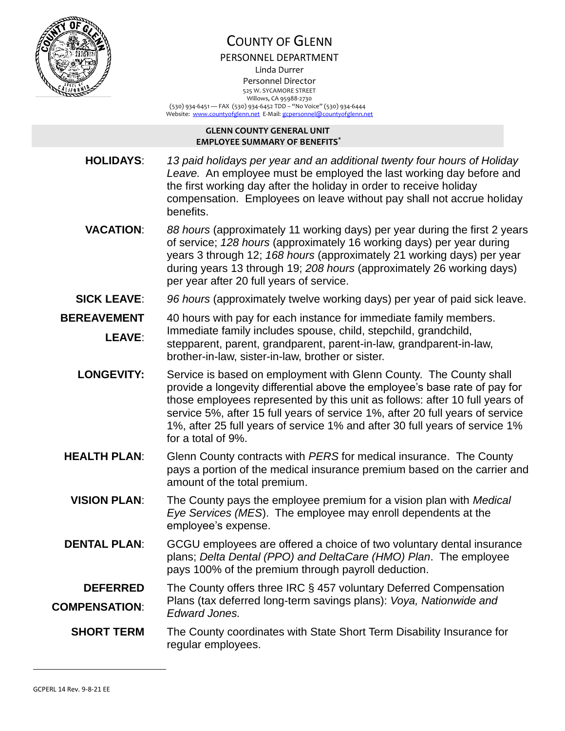# COUNTY OF GLENN

PERSONNEL DEPARTMENT

Linda Durrer

Personnel Director

525 W. SYCAMORE STREET

Willows, CA 95988-2730

(530) 934-6451 — FAX (530) 934-6452 TDD – "No Voice" (530) 934-6444

Website: www.countyofglenn.net E-Mail: gcpersonnel@countyofglenn.net

## GLENN COUNTY GENERAL UNIT EMPLOYEE SUMMARY OF BENEFITS*

**HOLIDAYS**: *13 paid holidays per year and an additional twenty four hours of Holiday Leave.* An employee must be employed the last working day before and the first working day after the holiday in order to receive holiday compensation. Employees on leave without pay shall not accrue holiday benefits.

**VACATION**: *88 hours* (approximately 11 working days) per year during the first 2 years of service; *128 hours* (approximately 16 working days) per year during years 3 through 12; *168 hours* (approximately 21 working days) per year during years 13 through 19; *208 hours* (approximately 26 working days) per year after 20 full years of service.

**SICK LEAVE**: *96 hours* (approximately twelve working days) per year of paid sick leave.

**BEREAVEMENT LEAVE**: 40 hours with pay for each instance for immediate family members. Immediate family includes spouse, child, stepchild, grandchild, stepparent, parent, grandparent, parent-in-law, grandparent-in-law, brother-in-law, sister-in-law, brother or sister.

**LONGEVITY:** Service is based on employment with Glenn County. The County shall provide a longevity differential above the employee's base rate of pay for those employees represented by this unit as follows: after 10 full years of service 5%, after 15 full years of service 1%, after 20 full years of service 1%, after 25 full years of service 1% and after 30 full years of service 1% for a total of 9%.

**HEALTH PLAN**: Glenn County contracts with *PERS* for medical insurance. The County pays a portion of the medical insurance premium based on the carrier and amount of the total premium.

**VISION PLAN**: The County pays the employee premium for a vision plan with *Medical Eye Services (MES*). The employee may enroll dependents at the employee's expense.

**DENTAL PLAN**: GCGU employees are offered a choice of two voluntary dental insurance plans; *Delta Dental (PPO) and DeltaCare (HMO) Plan*. The employee pays 100% of the premium through payroll deduction.

**DEFERRED COMPENSATION**: The County offers three IRC § 457 voluntary Deferred Compensation Plans (tax deferred long-term savings plans): *Voya, Nationwide and Edward Jones.*

**SHORT TERM** The County coordinates with State Short Term Disability Insurance for regular employees.

GCPERL 14 Rev. 9-8-21 EE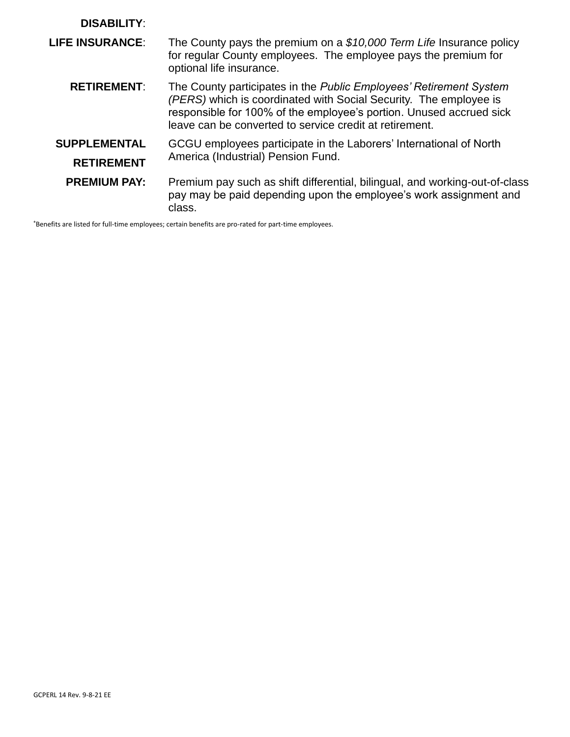**DISABILITY**:

**LIFE INSURANCE**: The County pays the premium on a *$10,000 Term Life* Insurance policy for regular County employees. The employee pays the premium for optional life insurance.

**RETIREMENT**: The County participates in the *Public Employees' Retirement System (PERS)* which is coordinated with Social Security. The employee is responsible for 100% of the employee's portion. Unused accrued sick leave can be converted to service credit at retirement.

**SUPPLEMENTAL RETIREMENT** GCGU employees participate in the Laborers' International of North America (Industrial) Pension Fund.

**PREMIUM PAY:** Premium pay such as shift differential, bilingual, and working-out-of-class pay may be paid depending upon the employee's work assignment and class.

*Benefits are listed for full-time employees; certain benefits are pro-rated for part-time employees.

GCPERL 14 Rev. 9-8-21 EE